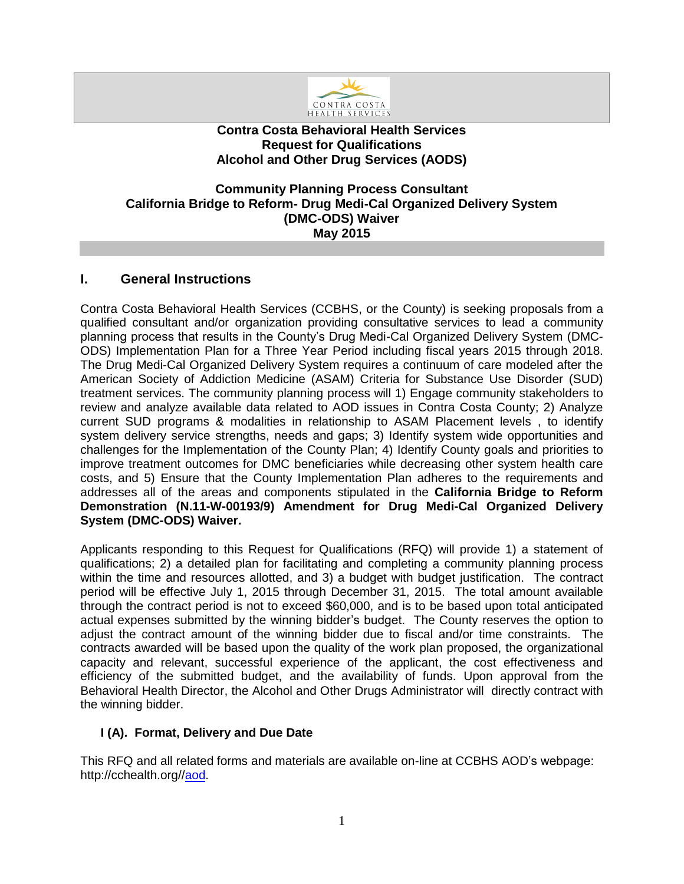**Contra Costa Behavioral Health Services**
**Request for Qualifications**
**Alcohol and Other Drug Services (AODS)**

**Community Planning Process Consultant**
**California Bridge to Reform- Drug Medi-Cal Organized Delivery System (DMC-ODS) Waiver**
**May 2015**

## I. General Instructions

Contra Costa Behavioral Health Services (CCBHS, or the County) is seeking proposals from a qualified consultant and/or organization providing consultative services to lead a community planning process that results in the County's Drug Medi-Cal Organized Delivery System (DMC-ODS) Implementation Plan for a Three Year Period including fiscal years 2015 through 2018. The Drug Medi-Cal Organized Delivery System requires a continuum of care modeled after the American Society of Addiction Medicine (ASAM) Criteria for Substance Use Disorder (SUD) treatment services. The community planning process will 1) Engage community stakeholders to review and analyze available data related to AOD issues in Contra Costa County; 2) Analyze current SUD programs & modalities in relationship to ASAM Placement levels , to identify system delivery service strengths, needs and gaps; 3) Identify system wide opportunities and challenges for the Implementation of the County Plan; 4) Identify County goals and priorities to improve treatment outcomes for DMC beneficiaries while decreasing other system health care costs, and 5) Ensure that the County Implementation Plan adheres to the requirements and addresses all of the areas and components stipulated in the **California Bridge to Reform Demonstration (N.11-W-00193/9) Amendment for Drug Medi-Cal Organized Delivery System (DMC-ODS) Waiver.**

Applicants responding to this Request for Qualifications (RFQ) will provide 1) a statement of qualifications; 2) a detailed plan for facilitating and completing a community planning process within the time and resources allotted, and 3) a budget with budget justification. The contract period will be effective July 1, 2015 through December 31, 2015. The total amount available through the contract period is not to exceed $60,000, and is to be based upon total anticipated actual expenses submitted by the winning bidder's budget. The County reserves the option to adjust the contract amount of the winning bidder due to fiscal and/or time constraints. The contracts awarded will be based upon the quality of the work plan proposed, the organizational capacity and relevant, successful experience of the applicant, the cost effectiveness and efficiency of the submitted budget, and the availability of funds. Upon approval from the Behavioral Health Director, the Alcohol and Other Drugs Administrator will directly contract with the winning bidder.

### I (A). Format, Delivery and Due Date

This RFQ and all related forms and materials are available on-line at CCBHS AOD's webpage: http://cchealth.org//aod.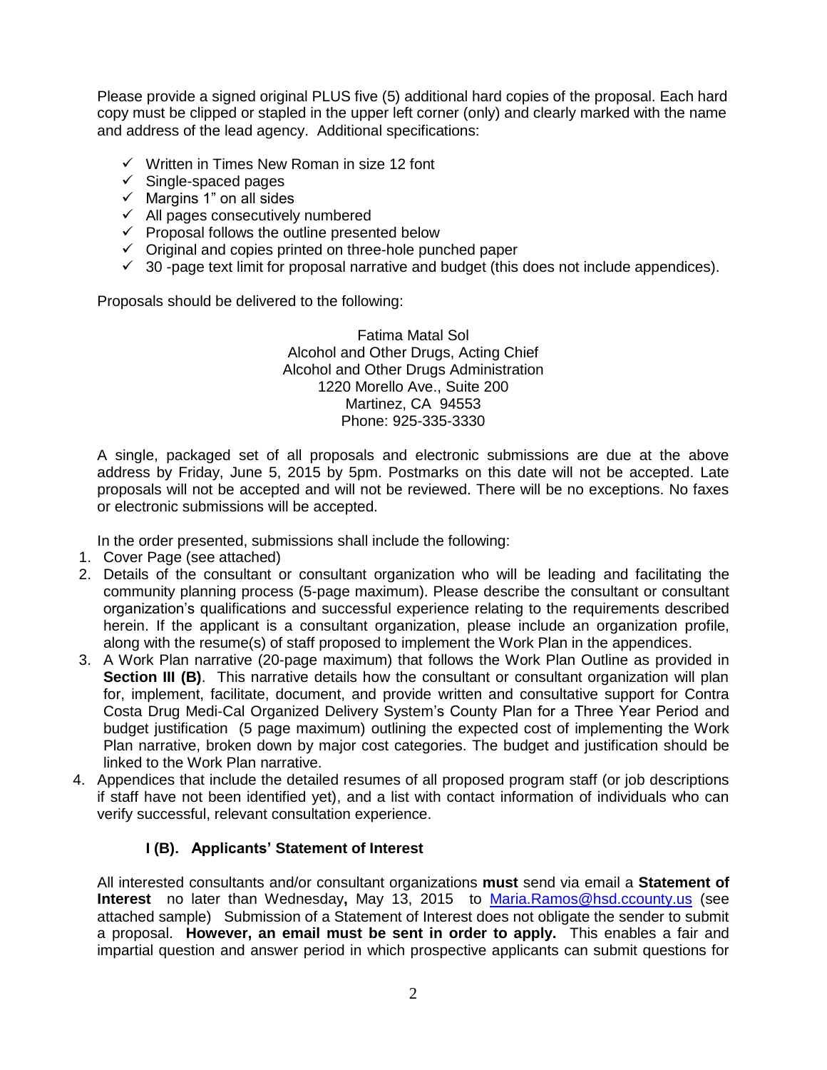Please provide a signed original PLUS five (5) additional hard copies of the proposal. Each hard copy must be clipped or stapled in the upper left corner (only) and clearly marked with the name and address of the lead agency. Additional specifications:

- ✓ Written in Times New Roman in size 12 font
- ✓ Single-spaced pages
- ✓ Margins 1" on all sides
- ✓ All pages consecutively numbered
- ✓ Proposal follows the outline presented below
- ✓ Original and copies printed on three-hole punched paper
- ✓ 30 -page text limit for proposal narrative and budget (this does not include appendices).

Proposals should be delivered to the following:

Fatima Matal Sol
Alcohol and Other Drugs, Acting Chief
Alcohol and Other Drugs Administration
1220 Morello Ave., Suite 200
Martinez, CA 94553
Phone: 925-335-3330

A single, packaged set of all proposals and electronic submissions are due at the above address by Friday, June 5, 2015 by 5pm. Postmarks on this date will not be accepted. Late proposals will not be accepted and will not be reviewed. There will be no exceptions. No faxes or electronic submissions will be accepted.

In the order presented, submissions shall include the following:

1. Cover Page (see attached)
2. Details of the consultant or consultant organization who will be leading and facilitating the community planning process (5-page maximum). Please describe the consultant or consultant organization's qualifications and successful experience relating to the requirements described herein. If the applicant is a consultant organization, please include an organization profile, along with the resume(s) of staff proposed to implement the Work Plan in the appendices.
3. A Work Plan narrative (20-page maximum) that follows the Work Plan Outline as provided in **Section III (B)**. This narrative details how the consultant or consultant organization will plan for, implement, facilitate, document, and provide written and consultative support for Contra Costa Drug Medi-Cal Organized Delivery System's County Plan for a Three Year Period and budget justification (5 page maximum) outlining the expected cost of implementing the Work Plan narrative, broken down by major cost categories. The budget and justification should be linked to the Work Plan narrative.
4. Appendices that include the detailed resumes of all proposed program staff (or job descriptions if staff have not been identified yet), and a list with contact information of individuals who can verify successful, relevant consultation experience.

### I (B). Applicants' Statement of Interest

All interested consultants and/or consultant organizations **must** send via email a **Statement of Interest** no later than Wednesday**,** May 13, 2015 to Maria.Ramos@hsd.ccounty.us (see attached sample) Submission of a Statement of Interest does not obligate the sender to submit a proposal. **However, an email must be sent in order to apply.** This enables a fair and impartial question and answer period in which prospective applicants can submit questions for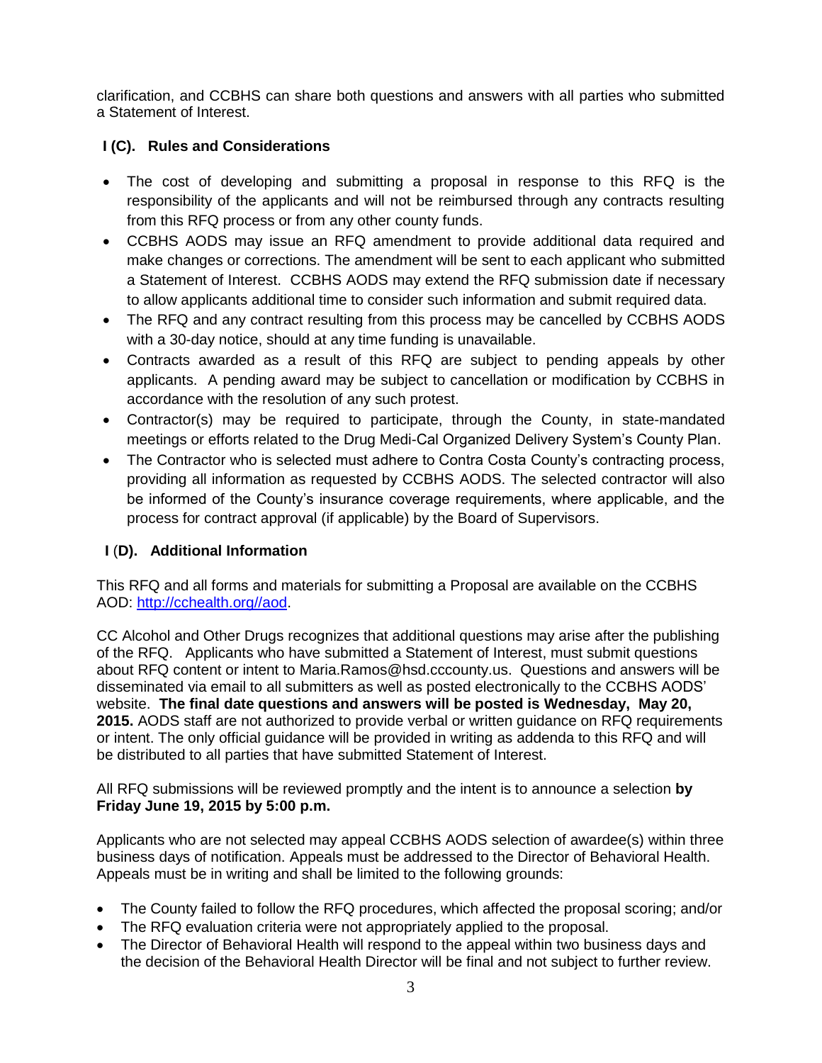clarification, and CCBHS can share both questions and answers with all parties who submitted a Statement of Interest.

### I (C). Rules and Considerations

- The cost of developing and submitting a proposal in response to this RFQ is the responsibility of the applicants and will not be reimbursed through any contracts resulting from this RFQ process or from any other county funds.
- CCBHS AODS may issue an RFQ amendment to provide additional data required and make changes or corrections. The amendment will be sent to each applicant who submitted a Statement of Interest. CCBHS AODS may extend the RFQ submission date if necessary to allow applicants additional time to consider such information and submit required data.
- The RFQ and any contract resulting from this process may be cancelled by CCBHS AODS with a 30-day notice, should at any time funding is unavailable.
- Contracts awarded as a result of this RFQ are subject to pending appeals by other applicants. A pending award may be subject to cancellation or modification by CCBHS in accordance with the resolution of any such protest.
- Contractor(s) may be required to participate, through the County, in state-mandated meetings or efforts related to the Drug Medi-Cal Organized Delivery System's County Plan.
- The Contractor who is selected must adhere to Contra Costa County's contracting process, providing all information as requested by CCBHS AODS. The selected contractor will also be informed of the County's insurance coverage requirements, where applicable, and the process for contract approval (if applicable) by the Board of Supervisors.

### I (D). Additional Information

This RFQ and all forms and materials for submitting a Proposal are available on the CCBHS AOD: [http://cchealth.org//aod](http://cchealth.org//aod).

CC Alcohol and Other Drugs recognizes that additional questions may arise after the publishing of the RFQ. Applicants who have submitted a Statement of Interest, must submit questions about RFQ content or intent to Maria.Ramos@hsd.cccounty.us. Questions and answers will be disseminated via email to all submitters as well as posted electronically to the CCBHS AODS' website. **The final date questions and answers will be posted is Wednesday, May 20, 2015.** AODS staff are not authorized to provide verbal or written guidance on RFQ requirements or intent. The only official guidance will be provided in writing as addenda to this RFQ and will be distributed to all parties that have submitted Statement of Interest.

All RFQ submissions will be reviewed promptly and the intent is to announce a selection **by Friday June 19, 2015 by 5:00 p.m.**

Applicants who are not selected may appeal CCBHS AODS selection of awardee(s) within three business days of notification. Appeals must be addressed to the Director of Behavioral Health. Appeals must be in writing and shall be limited to the following grounds:

- The County failed to follow the RFQ procedures, which affected the proposal scoring; and/or
- The RFQ evaluation criteria were not appropriately applied to the proposal.
- The Director of Behavioral Health will respond to the appeal within two business days and the decision of the Behavioral Health Director will be final and not subject to further review.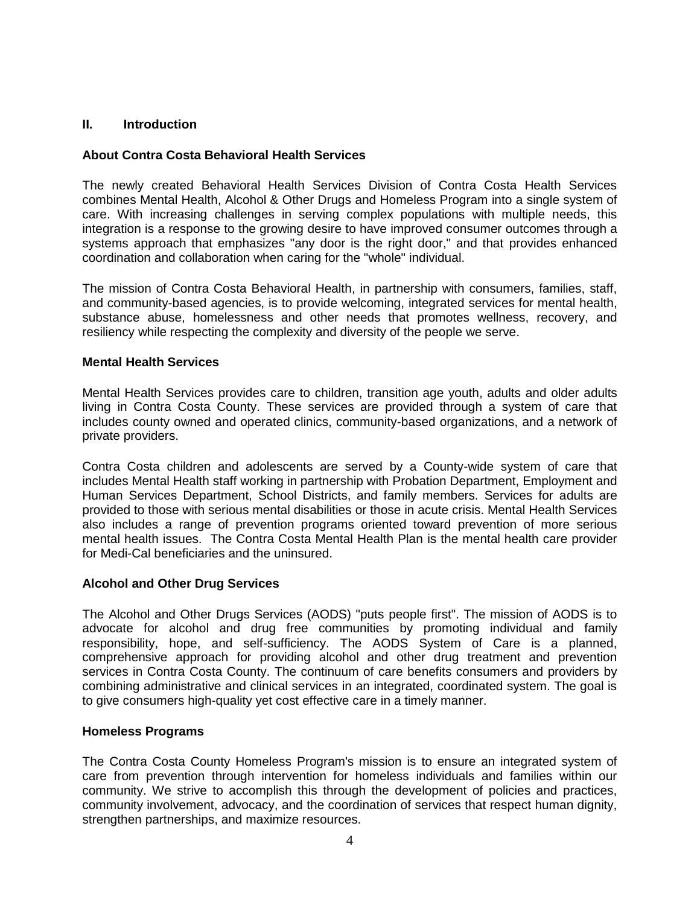## II. Introduction

### About Contra Costa Behavioral Health Services

The newly created Behavioral Health Services Division of Contra Costa Health Services combines Mental Health, Alcohol & Other Drugs and Homeless Program into a single system of care. With increasing challenges in serving complex populations with multiple needs, this integration is a response to the growing desire to have improved consumer outcomes through a systems approach that emphasizes "any door is the right door," and that provides enhanced coordination and collaboration when caring for the "whole" individual.

The mission of Contra Costa Behavioral Health, in partnership with consumers, families, staff, and community-based agencies, is to provide welcoming, integrated services for mental health, substance abuse, homelessness and other needs that promotes wellness, recovery, and resiliency while respecting the complexity and diversity of the people we serve.

### Mental Health Services

Mental Health Services provides care to children, transition age youth, adults and older adults living in Contra Costa County. These services are provided through a system of care that includes county owned and operated clinics, community-based organizations, and a network of private providers.

Contra Costa children and adolescents are served by a County-wide system of care that includes Mental Health staff working in partnership with Probation Department, Employment and Human Services Department, School Districts, and family members. Services for adults are provided to those with serious mental disabilities or those in acute crisis. Mental Health Services also includes a range of prevention programs oriented toward prevention of more serious mental health issues. The Contra Costa Mental Health Plan is the mental health care provider for Medi-Cal beneficiaries and the uninsured.

### Alcohol and Other Drug Services

The Alcohol and Other Drugs Services (AODS) "puts people first". The mission of AODS is to advocate for alcohol and drug free communities by promoting individual and family responsibility, hope, and self-sufficiency. The AODS System of Care is a planned, comprehensive approach for providing alcohol and other drug treatment and prevention services in Contra Costa County. The continuum of care benefits consumers and providers by combining administrative and clinical services in an integrated, coordinated system. The goal is to give consumers high-quality yet cost effective care in a timely manner.

### Homeless Programs

The Contra Costa County Homeless Program's mission is to ensure an integrated system of care from prevention through intervention for homeless individuals and families within our community. We strive to accomplish this through the development of policies and practices, community involvement, advocacy, and the coordination of services that respect human dignity, strengthen partnerships, and maximize resources.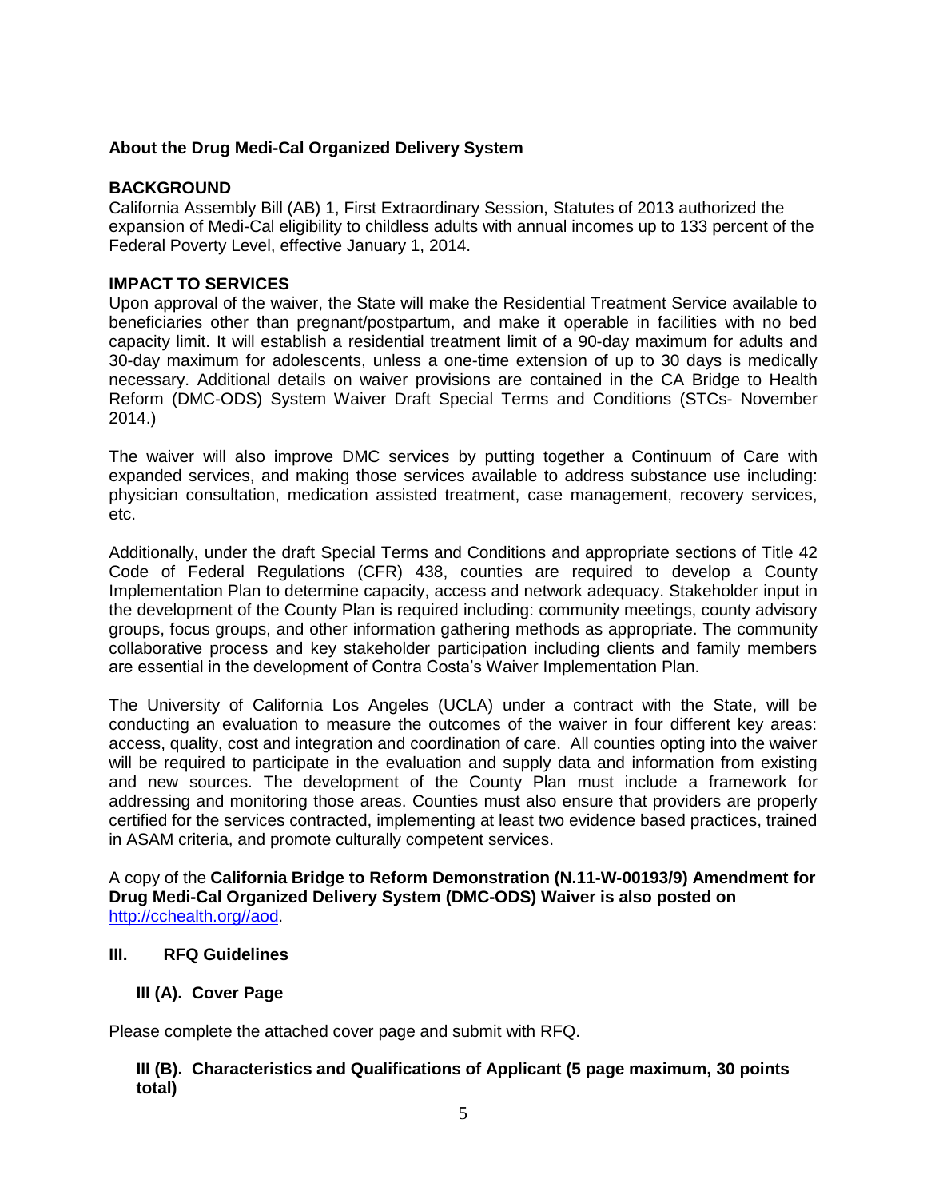**About the Drug Medi-Cal Organized Delivery System**

**BACKGROUND**

California Assembly Bill (AB) 1, First Extraordinary Session, Statutes of 2013 authorized the expansion of Medi-Cal eligibility to childless adults with annual incomes up to 133 percent of the Federal Poverty Level, effective January 1, 2014.

**IMPACT TO SERVICES**

Upon approval of the waiver, the State will make the Residential Treatment Service available to beneficiaries other than pregnant/postpartum, and make it operable in facilities with no bed capacity limit. It will establish a residential treatment limit of a 90-day maximum for adults and 30-day maximum for adolescents, unless a one-time extension of up to 30 days is medically necessary. Additional details on waiver provisions are contained in the CA Bridge to Health Reform (DMC-ODS) System Waiver Draft Special Terms and Conditions (STCs- November 2014.)

The waiver will also improve DMC services by putting together a Continuum of Care with expanded services, and making those services available to address substance use including: physician consultation, medication assisted treatment, case management, recovery services, etc.

Additionally, under the draft Special Terms and Conditions and appropriate sections of Title 42 Code of Federal Regulations (CFR) 438, counties are required to develop a County Implementation Plan to determine capacity, access and network adequacy. Stakeholder input in the development of the County Plan is required including: community meetings, county advisory groups, focus groups, and other information gathering methods as appropriate. The community collaborative process and key stakeholder participation including clients and family members are essential in the development of Contra Costa's Waiver Implementation Plan.

The University of California Los Angeles (UCLA) under a contract with the State, will be conducting an evaluation to measure the outcomes of the waiver in four different key areas: access, quality, cost and integration and coordination of care. All counties opting into the waiver will be required to participate in the evaluation and supply data and information from existing and new sources. The development of the County Plan must include a framework for addressing and monitoring those areas. Counties must also ensure that providers are properly certified for the services contracted, implementing at least two evidence based practices, trained in ASAM criteria, and promote culturally competent services.

A copy of the **California Bridge to Reform Demonstration (N.11-W-00193/9) Amendment for Drug Medi-Cal Organized Delivery System (DMC-ODS) Waiver is also posted on** [http://cchealth.org//aod](http://cchealth.org//aod).

## III. RFQ Guidelines

### III (A). Cover Page

Please complete the attached cover page and submit with RFQ.

### III (B). Characteristics and Qualifications of Applicant (5 page maximum, 30 points total)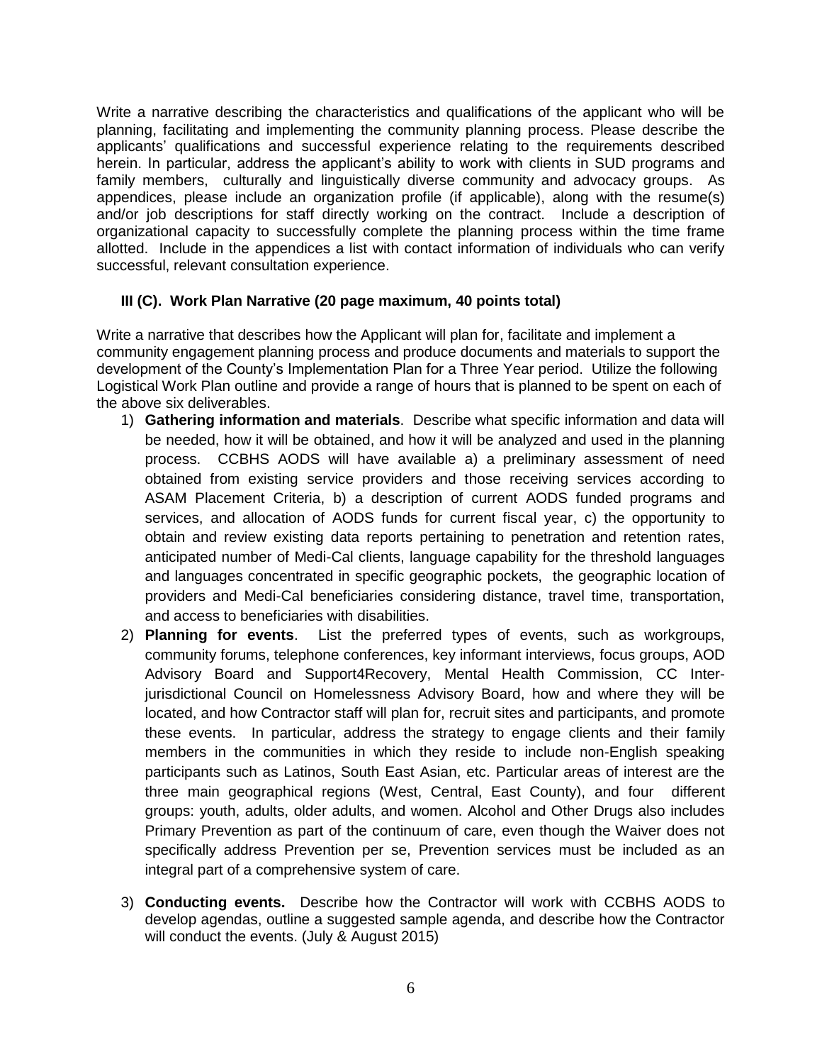Write a narrative describing the characteristics and qualifications of the applicant who will be planning, facilitating and implementing the community planning process. Please describe the applicants' qualifications and successful experience relating to the requirements described herein. In particular, address the applicant's ability to work with clients in SUD programs and family members, culturally and linguistically diverse community and advocacy groups. As appendices, please include an organization profile (if applicable), along with the resume(s) and/or job descriptions for staff directly working on the contract. Include a description of organizational capacity to successfully complete the planning process within the time frame allotted. Include in the appendices a list with contact information of individuals who can verify successful, relevant consultation experience.

### III (C). Work Plan Narrative (20 page maximum, 40 points total)

Write a narrative that describes how the Applicant will plan for, facilitate and implement a community engagement planning process and produce documents and materials to support the development of the County's Implementation Plan for a Three Year period. Utilize the following Logistical Work Plan outline and provide a range of hours that is planned to be spent on each of the above six deliverables.

1) **Gathering information and materials**. Describe what specific information and data will be needed, how it will be obtained, and how it will be analyzed and used in the planning process. CCBHS AODS will have available a) a preliminary assessment of need obtained from existing service providers and those receiving services according to ASAM Placement Criteria, b) a description of current AODS funded programs and services, and allocation of AODS funds for current fiscal year, c) the opportunity to obtain and review existing data reports pertaining to penetration and retention rates, anticipated number of Medi-Cal clients, language capability for the threshold languages and languages concentrated in specific geographic pockets, the geographic location of providers and Medi-Cal beneficiaries considering distance, travel time, transportation, and access to beneficiaries with disabilities.
2) **Planning for events**. List the preferred types of events, such as workgroups, community forums, telephone conferences, key informant interviews, focus groups, AOD Advisory Board and Support4Recovery, Mental Health Commission, CC Inter-jurisdictional Council on Homelessness Advisory Board, how and where they will be located, and how Contractor staff will plan for, recruit sites and participants, and promote these events. In particular, address the strategy to engage clients and their family members in the communities in which they reside to include non-English speaking participants such as Latinos, South East Asian, etc. Particular areas of interest are the three main geographical regions (West, Central, East County), and four different groups: youth, adults, older adults, and women. Alcohol and Other Drugs also includes Primary Prevention as part of the continuum of care, even though the Waiver does not specifically address Prevention per se, Prevention services must be included as an integral part of a comprehensive system of care.
3) **Conducting events.** Describe how the Contractor will work with CCBHS AODS to develop agendas, outline a suggested sample agenda, and describe how the Contractor will conduct the events. (July & August 2015)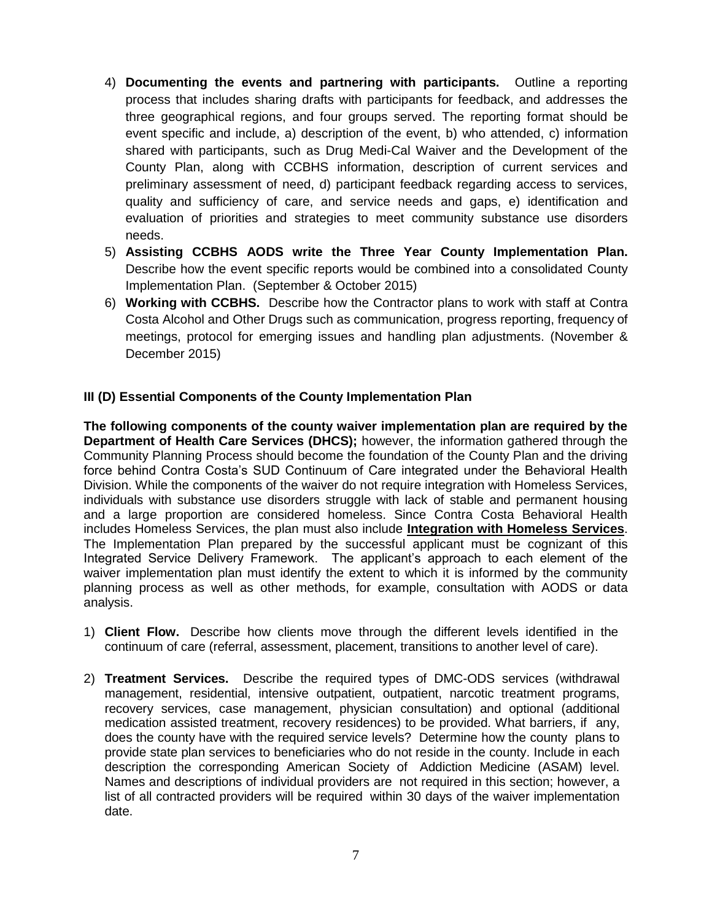4) **Documenting the events and partnering with participants.** Outline a reporting process that includes sharing drafts with participants for feedback, and addresses the three geographical regions, and four groups served. The reporting format should be event specific and include, a) description of the event, b) who attended, c) information shared with participants, such as Drug Medi-Cal Waiver and the Development of the County Plan, along with CCBHS information, description of current services and preliminary assessment of need, d) participant feedback regarding access to services, quality and sufficiency of care, and service needs and gaps, e) identification and evaluation of priorities and strategies to meet community substance use disorders needs.
5) **Assisting CCBHS AODS write the Three Year County Implementation Plan.** Describe how the event specific reports would be combined into a consolidated County Implementation Plan. (September & October 2015)
6) **Working with CCBHS.** Describe how the Contractor plans to work with staff at Contra Costa Alcohol and Other Drugs such as communication, progress reporting, frequency of meetings, protocol for emerging issues and handling plan adjustments. (November & December 2015)

### III (D) Essential Components of the County Implementation Plan

**The following components of the county waiver implementation plan are required by the Department of Health Care Services (DHCS);** however, the information gathered through the Community Planning Process should become the foundation of the County Plan and the driving force behind Contra Costa's SUD Continuum of Care integrated under the Behavioral Health Division. While the components of the waiver do not require integration with Homeless Services, individuals with substance use disorders struggle with lack of stable and permanent housing and a large proportion are considered homeless. Since Contra Costa Behavioral Health includes Homeless Services, the plan must also include **Integration with Homeless Services**. The Implementation Plan prepared by the successful applicant must be cognizant of this Integrated Service Delivery Framework. The applicant's approach to each element of the waiver implementation plan must identify the extent to which it is informed by the community planning process as well as other methods, for example, consultation with AODS or data analysis.

1) **Client Flow.** Describe how clients move through the different levels identified in the continuum of care (referral, assessment, placement, transitions to another level of care).

2) **Treatment Services.** Describe the required types of DMC-ODS services (withdrawal management, residential, intensive outpatient, outpatient, narcotic treatment programs, recovery services, case management, physician consultation) and optional (additional medication assisted treatment, recovery residences) to be provided. What barriers, if any, does the county have with the required service levels? Determine how the county plans to provide state plan services to beneficiaries who do not reside in the county. Include in each description the corresponding American Society of Addiction Medicine (ASAM) level. Names and descriptions of individual providers are not required in this section; however, a list of all contracted providers will be required within 30 days of the waiver implementation date.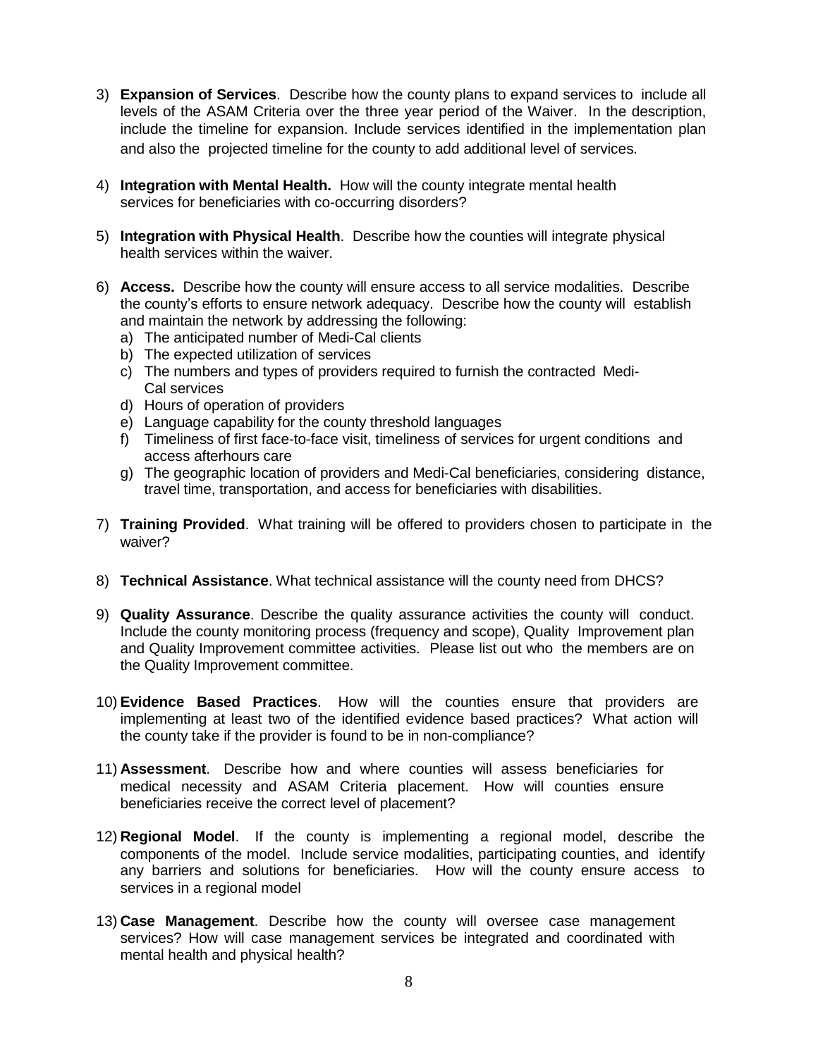3) **Expansion of Services**. Describe how the county plans to expand services to include all levels of the ASAM Criteria over the three year period of the Waiver. In the description, include the timeline for expansion. Include services identified in the implementation plan and also the projected timeline for the county to add additional level of services.

4) **Integration with Mental Health.** How will the county integrate mental health services for beneficiaries with co-occurring disorders?

5) **Integration with Physical Health**. Describe how the counties will integrate physical health services within the waiver.

6) **Access.** Describe how the county will ensure access to all service modalities. Describe the county's efforts to ensure network adequacy. Describe how the county will establish and maintain the network by addressing the following:
   a) The anticipated number of Medi-Cal clients
   b) The expected utilization of services
   c) The numbers and types of providers required to furnish the contracted Medi-Cal services
   d) Hours of operation of providers
   e) Language capability for the county threshold languages
   f) Timeliness of first face-to-face visit, timeliness of services for urgent conditions and access afterhours care
   g) The geographic location of providers and Medi-Cal beneficiaries, considering distance, travel time, transportation, and access for beneficiaries with disabilities.

7) **Training Provided**. What training will be offered to providers chosen to participate in the waiver?

8) **Technical Assistance**. What technical assistance will the county need from DHCS?

9) **Quality Assurance**. Describe the quality assurance activities the county will conduct. Include the county monitoring process (frequency and scope), Quality Improvement plan and Quality Improvement committee activities. Please list out who the members are on the Quality Improvement committee.

10) **Evidence Based Practices**. How will the counties ensure that providers are implementing at least two of the identified evidence based practices? What action will the county take if the provider is found to be in non-compliance?

11) **Assessment**. Describe how and where counties will assess beneficiaries for medical necessity and ASAM Criteria placement. How will counties ensure beneficiaries receive the correct level of placement?

12) **Regional Model**. If the county is implementing a regional model, describe the components of the model. Include service modalities, participating counties, and identify any barriers and solutions for beneficiaries. How will the county ensure access to services in a regional model

13) **Case Management**. Describe how the county will oversee case management services? How will case management services be integrated and coordinated with mental health and physical health?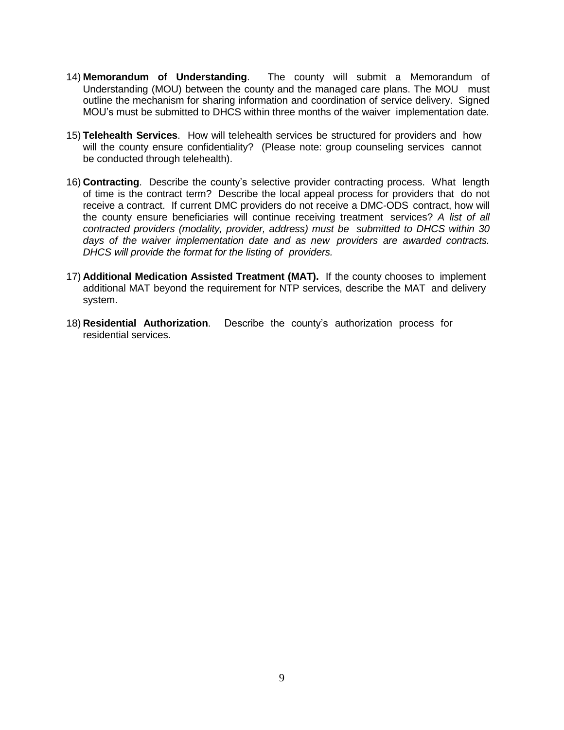14) **Memorandum of Understanding**. The county will submit a Memorandum of Understanding (MOU) between the county and the managed care plans. The MOU must outline the mechanism for sharing information and coordination of service delivery. Signed MOU's must be submitted to DHCS within three months of the waiver implementation date.

15) **Telehealth Services**. How will telehealth services be structured for providers and how will the county ensure confidentiality? (Please note: group counseling services cannot be conducted through telehealth).

16) **Contracting**. Describe the county's selective provider contracting process. What length of time is the contract term? Describe the local appeal process for providers that do not receive a contract. If current DMC providers do not receive a DMC-ODS contract, how will the county ensure beneficiaries will continue receiving treatment services? *A list of all contracted providers (modality, provider, address) must be submitted to DHCS within 30 days of the waiver implementation date and as new providers are awarded contracts. DHCS will provide the format for the listing of providers.*

17) **Additional Medication Assisted Treatment (MAT).** If the county chooses to implement additional MAT beyond the requirement for NTP services, describe the MAT and delivery system.

18) **Residential Authorization**. Describe the county's authorization process for residential services.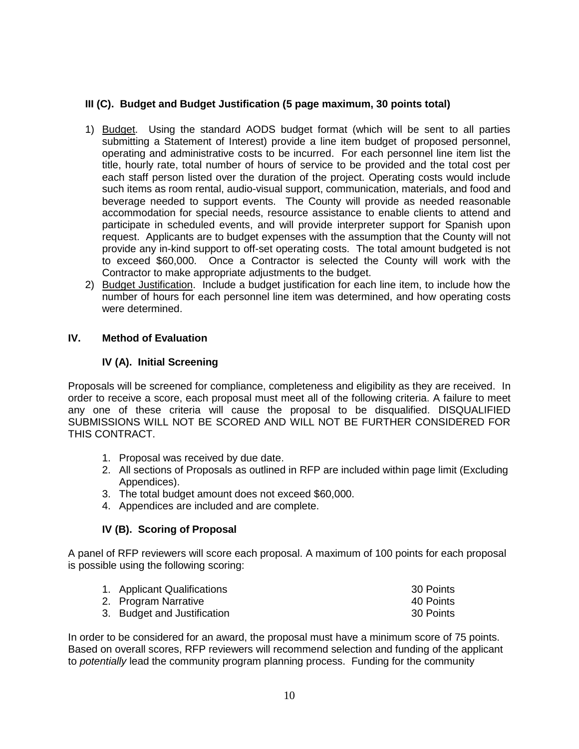### III (C). Budget and Budget Justification (5 page maximum, 30 points total)

1) Budget. Using the standard AODS budget format (which will be sent to all parties submitting a Statement of Interest) provide a line item budget of proposed personnel, operating and administrative costs to be incurred. For each personnel line item list the title, hourly rate, total number of hours of service to be provided and the total cost per each staff person listed over the duration of the project. Operating costs would include such items as room rental, audio-visual support, communication, materials, and food and beverage needed to support events. The County will provide as needed reasonable accommodation for special needs, resource assistance to enable clients to attend and participate in scheduled events, and will provide interpreter support for Spanish upon request. Applicants are to budget expenses with the assumption that the County will not provide any in-kind support to off-set operating costs. The total amount budgeted is not to exceed $60,000. Once a Contractor is selected the County will work with the Contractor to make appropriate adjustments to the budget.
2) Budget Justification. Include a budget justification for each line item, to include how the number of hours for each personnel line item was determined, and how operating costs were determined.

## IV. Method of Evaluation

### IV (A). Initial Screening

Proposals will be screened for compliance, completeness and eligibility as they are received. In order to receive a score, each proposal must meet all of the following criteria. A failure to meet any one of these criteria will cause the proposal to be disqualified. DISQUALIFIED SUBMISSIONS WILL NOT BE SCORED AND WILL NOT BE FURTHER CONSIDERED FOR THIS CONTRACT.

1. Proposal was received by due date.
2. All sections of Proposals as outlined in RFP are included within page limit (Excluding Appendices).
3. The total budget amount does not exceed $60,000.
4. Appendices are included and are complete.

### IV (B). Scoring of Proposal

A panel of RFP reviewers will score each proposal. A maximum of 100 points for each proposal is possible using the following scoring:

| | |
|---|---|
| 1. Applicant Qualifications | 30 Points |
| 2. Program Narrative | 40 Points |
| 3. Budget and Justification | 30 Points |

In order to be considered for an award, the proposal must have a minimum score of 75 points. Based on overall scores, RFP reviewers will recommend selection and funding of the applicant to *potentially* lead the community program planning process. Funding for the community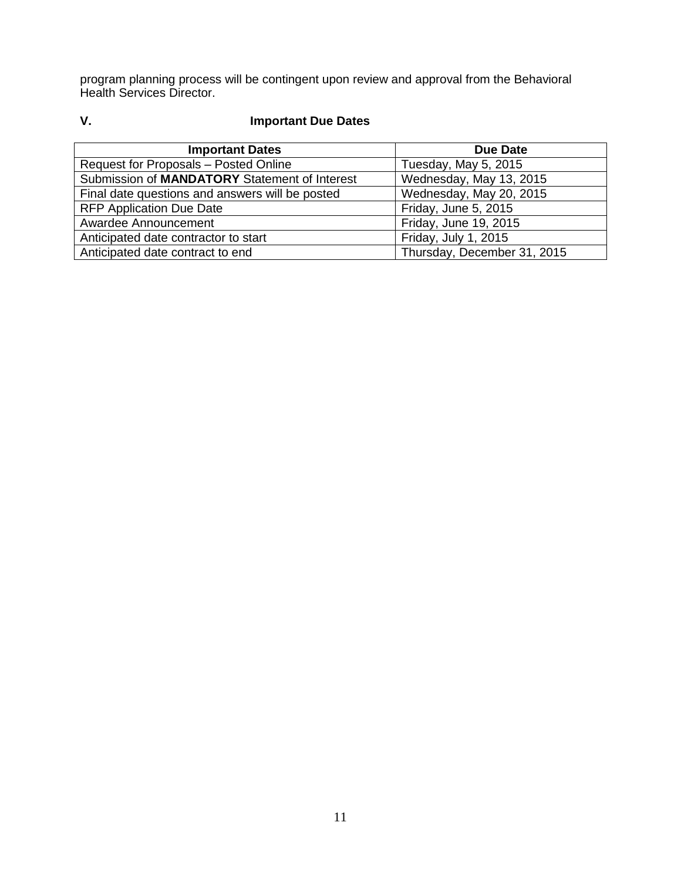program planning process will be contingent upon review and approval from the Behavioral Health Services Director.

## V. Important Due Dates

| Important Dates | Due Date |
|---|---|
| Request for Proposals – Posted Online | Tuesday, May 5, 2015 |
| Submission of **MANDATORY** Statement of Interest | Wednesday, May 13, 2015 |
| Final date questions and answers will be posted | Wednesday, May 20, 2015 |
| RFP Application Due Date | Friday, June 5, 2015 |
| Awardee Announcement | Friday, June 19, 2015 |
| Anticipated date contractor to start | Friday, July 1, 2015 |
| Anticipated date contract to end | Thursday, December 31, 2015 |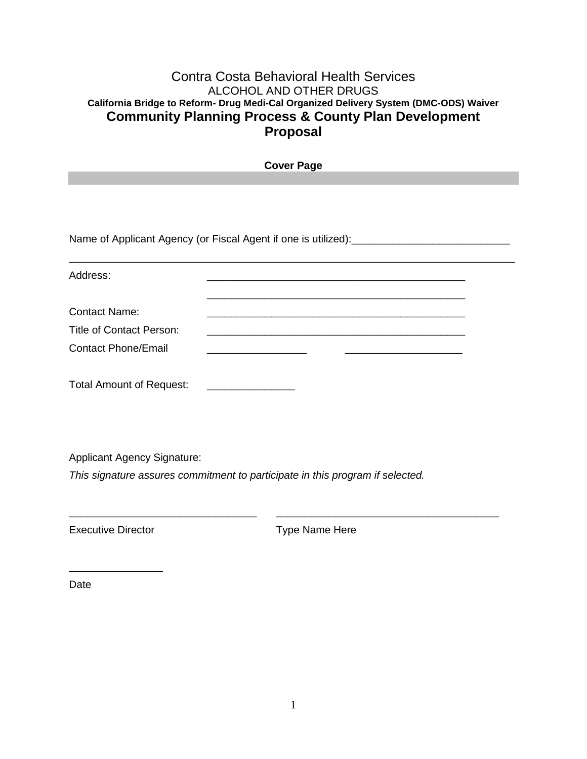# Contra Costa Behavioral Health Services

ALCOHOL AND OTHER DRUGS

**California Bridge to Reform- Drug Medi-Cal Organized Delivery System (DMC-ODS) Waiver**

## Community Planning Process & County Plan Development Proposal

**Cover Page**

Name of Applicant Agency (or Fiscal Agent if one is utilized):___________________________

________________________________________________________________________________

Address: _____________________________________________

_____________________________________________

Contact Name: _____________________________________________

Title of Contact Person: _____________________________________________

Contact Phone/Email _________________ ____________________

Total Amount of Request: _______________

Applicant Agency Signature:

*This signature assures commitment to participate in this program if selected.*

________________________________ ______________________________________

Executive Director Type Name Here

________________

Date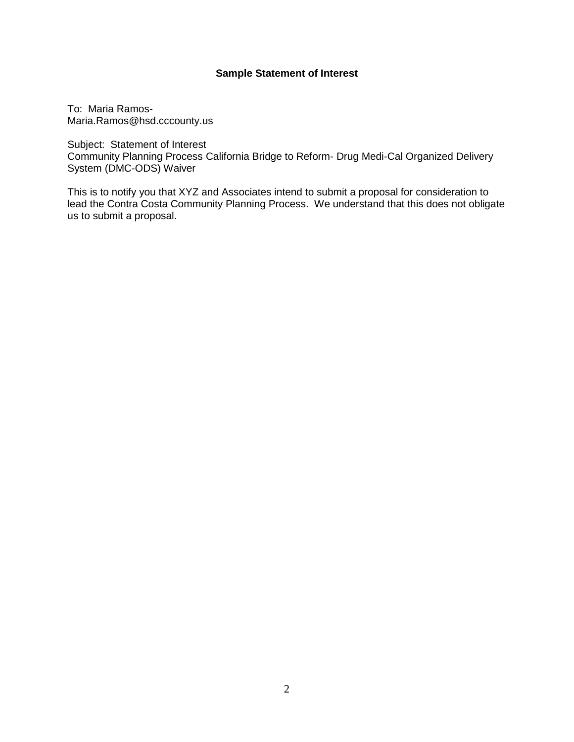**Sample Statement of Interest**

To: Maria Ramos-
Maria.Ramos@hsd.cccounty.us

Subject: Statement of Interest
Community Planning Process California Bridge to Reform- Drug Medi-Cal Organized Delivery System (DMC-ODS) Waiver

This is to notify you that XYZ and Associates intend to submit a proposal for consideration to lead the Contra Costa Community Planning Process. We understand that this does not obligate us to submit a proposal.